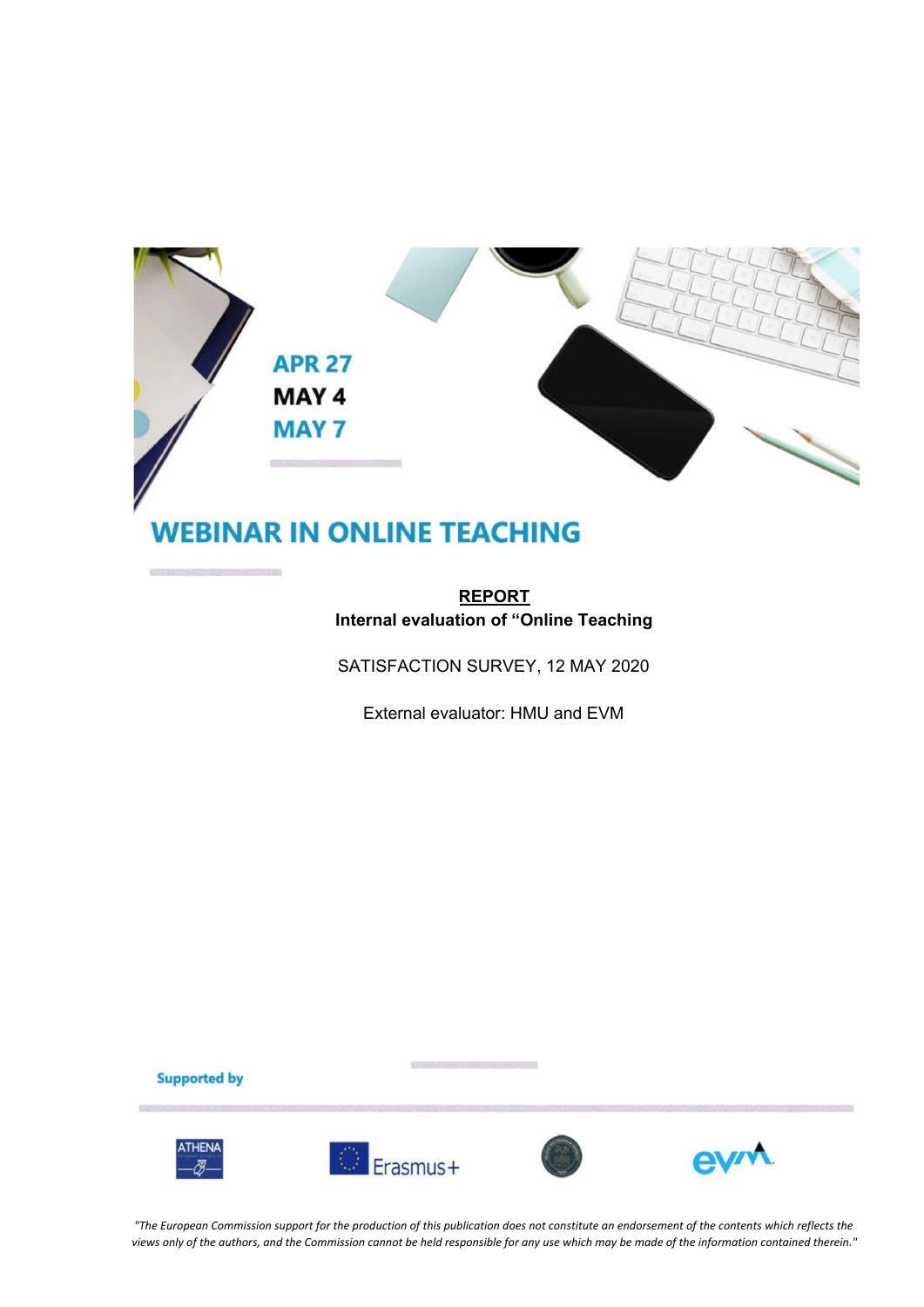APR 27
MAY 4
MAY 7

# WEBINAR IN ONLINE TEACHING

**REPORT**

**Internal evaluation of “Online Teaching**

SATISFACTION SURVEY, 12 MAY 2020

External evaluator: HMU and EVM

Supported by

*"The European Commission support for the production of this publication does not constitute an endorsement of the contents which reflects the views only of the authors, and the Commission cannot be held responsible for any use which may be made of the information contained therein."*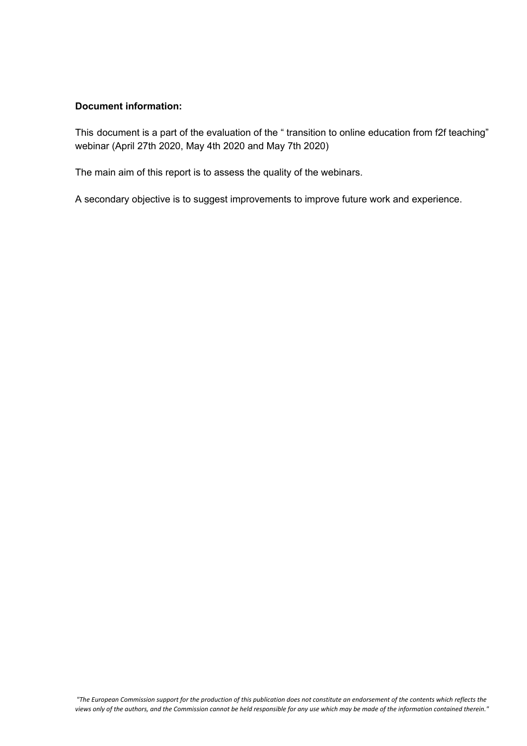**Document information:**

This document is a part of the evaluation of the " transition to online education from f2f teaching" webinar (April 27th 2020, May 4th 2020 and May 7th 2020)

The main aim of this report is to assess the quality of the webinars.

A secondary objective is to suggest improvements to improve future work and experience.

*"The European Commission support for the production of this publication does not constitute an endorsement of the contents which reflects the views only of the authors, and the Commission cannot be held responsible for any use which may be made of the information contained therein."*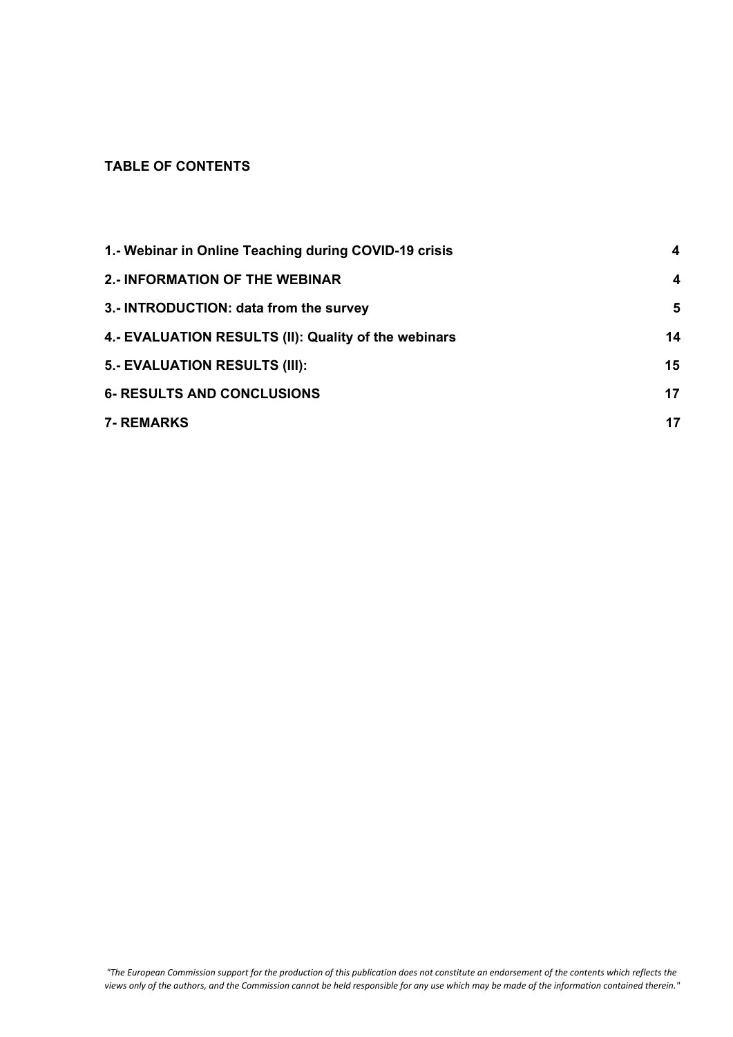**TABLE OF CONTENTS**

| | |
|---|---|
| **1.- Webinar in Online Teaching during COVID-19 crisis** | **4** |
| **2.- INFORMATION OF THE WEBINAR** | **4** |
| **3.- INTRODUCTION: data from the survey** | **5** |
| **4.- EVALUATION RESULTS (II): Quality of the webinars** | **14** |
| **5.- EVALUATION RESULTS (III):** | **15** |
| **6- RESULTS AND CONCLUSIONS** | **17** |
| **7- REMARKS** | **17** |

*"The European Commission support for the production of this publication does not constitute an endorsement of the contents which reflects the views only of the authors, and the Commission cannot be held responsible for any use which may be made of the information contained therein."*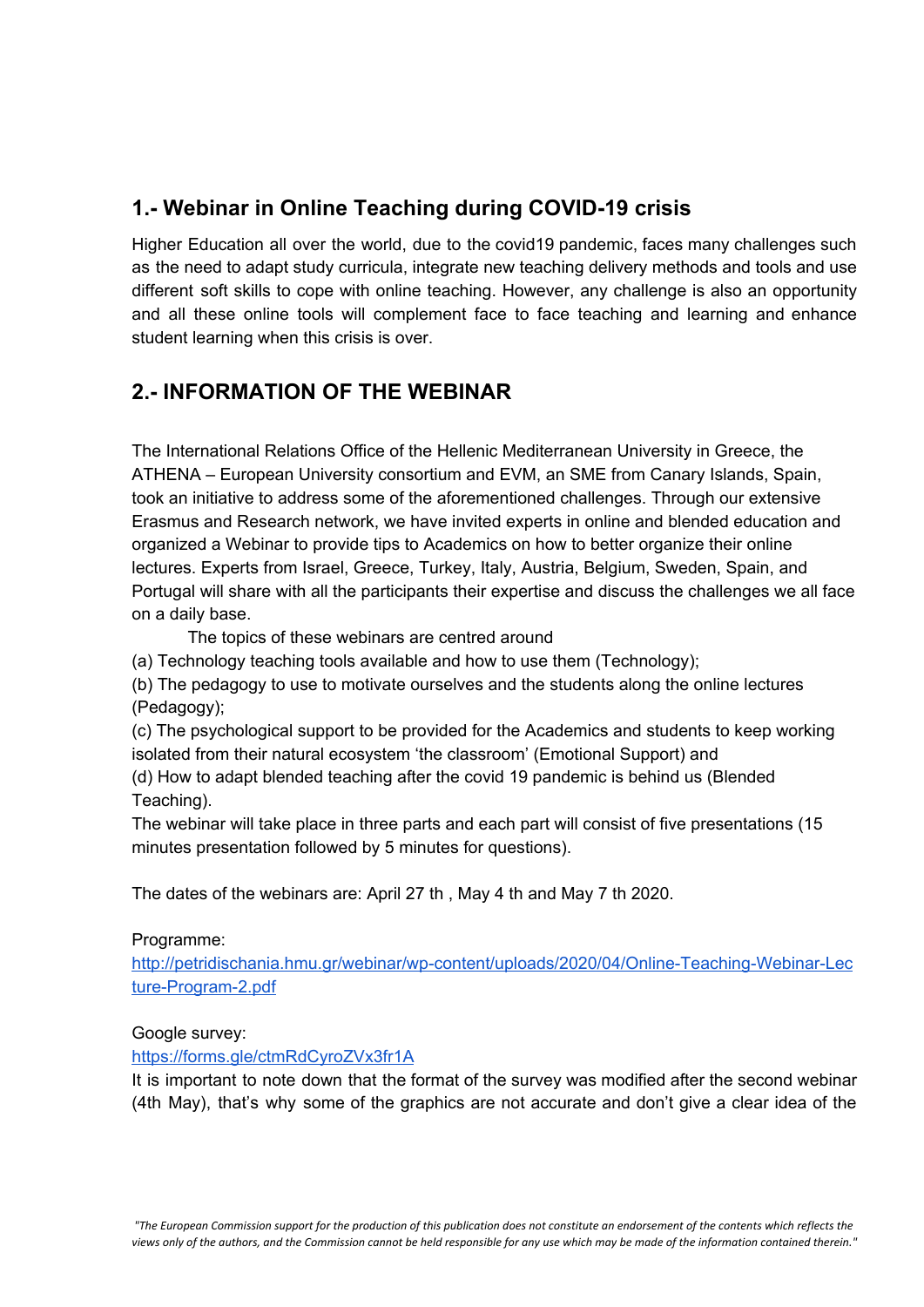## 1.- Webinar in Online Teaching during COVID-19 crisis

Higher Education all over the world, due to the covid19 pandemic, faces many challenges such as the need to adapt study curricula, integrate new teaching delivery methods and tools and use different soft skills to cope with online teaching. However, any challenge is also an opportunity and all these online tools will complement face to face teaching and learning and enhance student learning when this crisis is over.

## 2.- INFORMATION OF THE WEBINAR

The International Relations Office of the Hellenic Mediterranean University in Greece, the ATHENA – European University consortium and EVM, an SME from Canary Islands, Spain, took an initiative to address some of the aforementioned challenges. Through our extensive Erasmus and Research network, we have invited experts in online and blended education and organized a Webinar to provide tips to Academics on how to better organize their online lectures. Experts from Israel, Greece, Turkey, Italy, Austria, Belgium, Sweden, Spain, and Portugal will share with all the participants their expertise and discuss the challenges we all face on a daily base.

The topics of these webinars are centred around

(a) Technology teaching tools available and how to use them (Technology);

(b) The pedagogy to use to motivate ourselves and the students along the online lectures (Pedagogy);

(c) The psychological support to be provided for the Academics and students to keep working isolated from their natural ecosystem 'the classroom' (Emotional Support) and

(d) How to adapt blended teaching after the covid 19 pandemic is behind us (Blended Teaching).

The webinar will take place in three parts and each part will consist of five presentations (15 minutes presentation followed by 5 minutes for questions).

The dates of the webinars are: April 27 th , May 4 th and May 7 th 2020.

Programme:
http://petridischania.hmu.gr/webinar/wp-content/uploads/2020/04/Online-Teaching-Webinar-Lecture-Program-2.pdf

Google survey:
https://forms.gle/ctmRdCyroZVx3fr1A

It is important to note down that the format of the survey was modified after the second webinar (4th May), that's why some of the graphics are not accurate and don't give a clear idea of the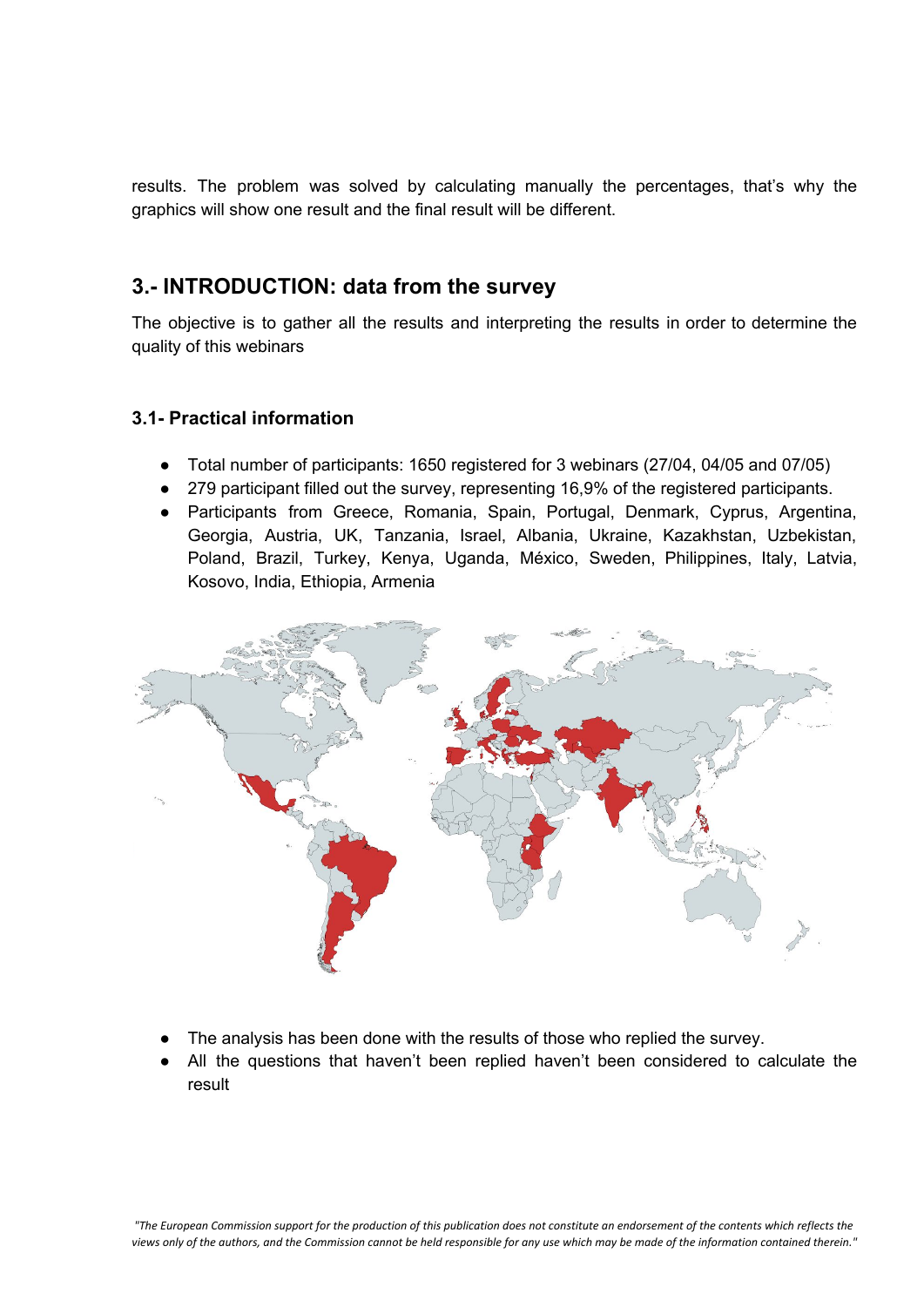results. The problem was solved by calculating manually the percentages, that's why the graphics will show one result and the final result will be different.

## 3.- INTRODUCTION: data from the survey

The objective is to gather all the results and interpreting the results in order to determine the quality of this webinars

### 3.1- Practical information

- Total number of participants: 1650 registered for 3 webinars (27/04, 04/05 and 07/05)
- 279 participant filled out the survey, representing 16,9% of the registered participants.
- Participants from Greece, Romania, Spain, Portugal, Denmark, Cyprus, Argentina, Georgia, Austria, UK, Tanzania, Israel, Albania, Ukraine, Kazakhstan, Uzbekistan, Poland, Brazil, Turkey, Kenya, Uganda, México, Sweden, Philippines, Italy, Latvia, Kosovo, India, Ethiopia, Armenia

- The analysis has been done with the results of those who replied the survey.
- All the questions that haven't been replied haven't been considered to calculate the result

*"The European Commission support for the production of this publication does not constitute an endorsement of the contents which reflects the views only of the authors, and the Commission cannot be held responsible for any use which may be made of the information contained therein."*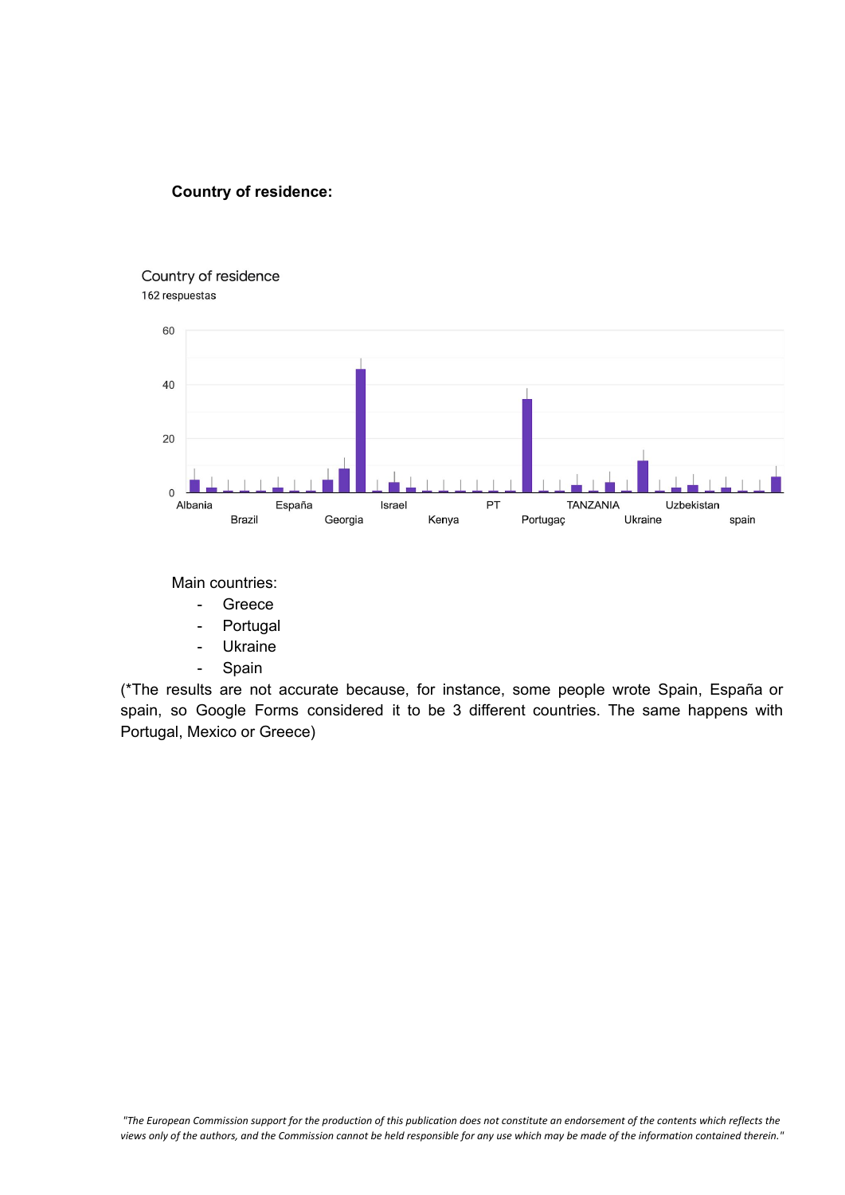**Country of residence:**

Country of residence

162 respuestas

Main countries:

- Greece
- Portugal
- Ukraine
- Spain

(*The results are not accurate because, for instance, some people wrote Spain, España or spain, so Google Forms considered it to be 3 different countries. The same happens with Portugal, Mexico or Greece)

*"The European Commission support for the production of this publication does not constitute an endorsement of the contents which reflects the views only of the authors, and the Commission cannot be held responsible for any use which may be made of the information contained therein."*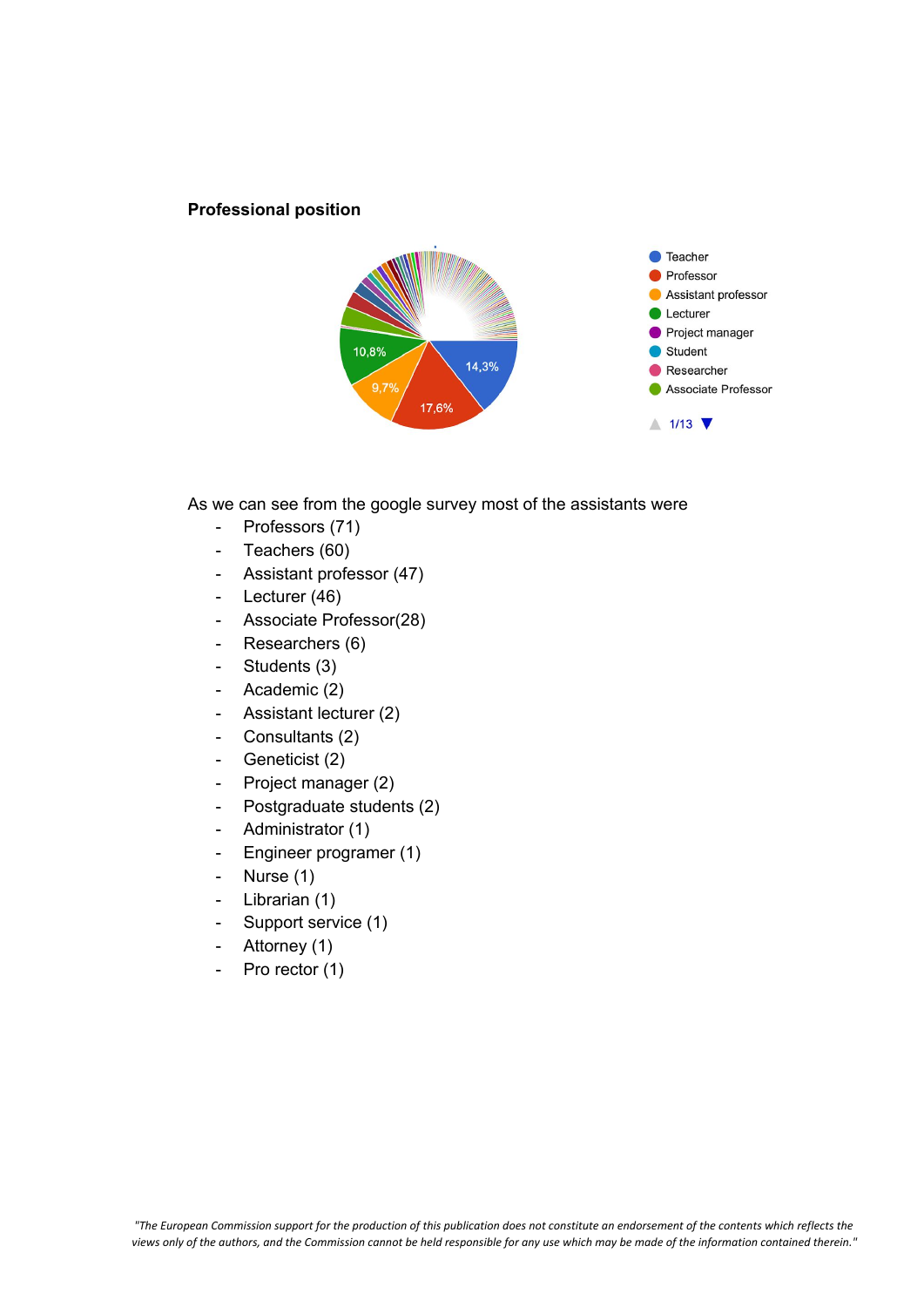**Professional position**

As we can see from the google survey most of the assistants were

- Professors (71)
- Teachers (60)
- Assistant professor (47)
- Lecturer (46)
- Associate Professor(28)
- Researchers (6)
- Students (3)
- Academic (2)
- Assistant lecturer (2)
- Consultants (2)
- Geneticist (2)
- Project manager (2)
- Postgraduate students (2)
- Administrator (1)
- Engineer programer (1)
- Nurse (1)
- Librarian (1)
- Support service (1)
- Attorney (1)
- Pro rector (1)

*"The European Commission support for the production of this publication does not constitute an endorsement of the contents which reflects the views only of the authors, and the Commission cannot be held responsible for any use which may be made of the information contained therein."*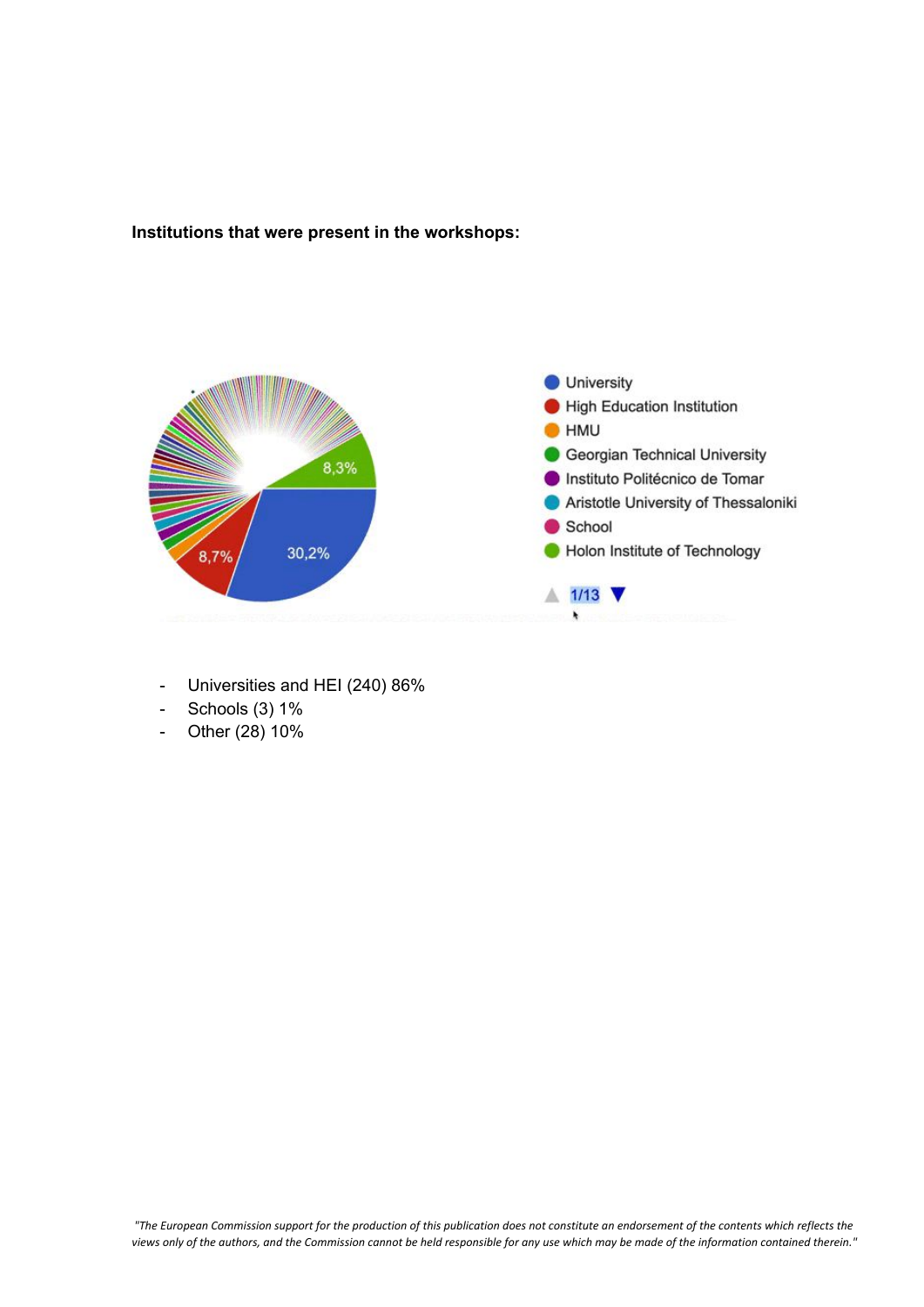**Institutions that were present in the workshops:**

- Universities and HEI (240) 86%
- Schools (3) 1%
- Other (28) 10%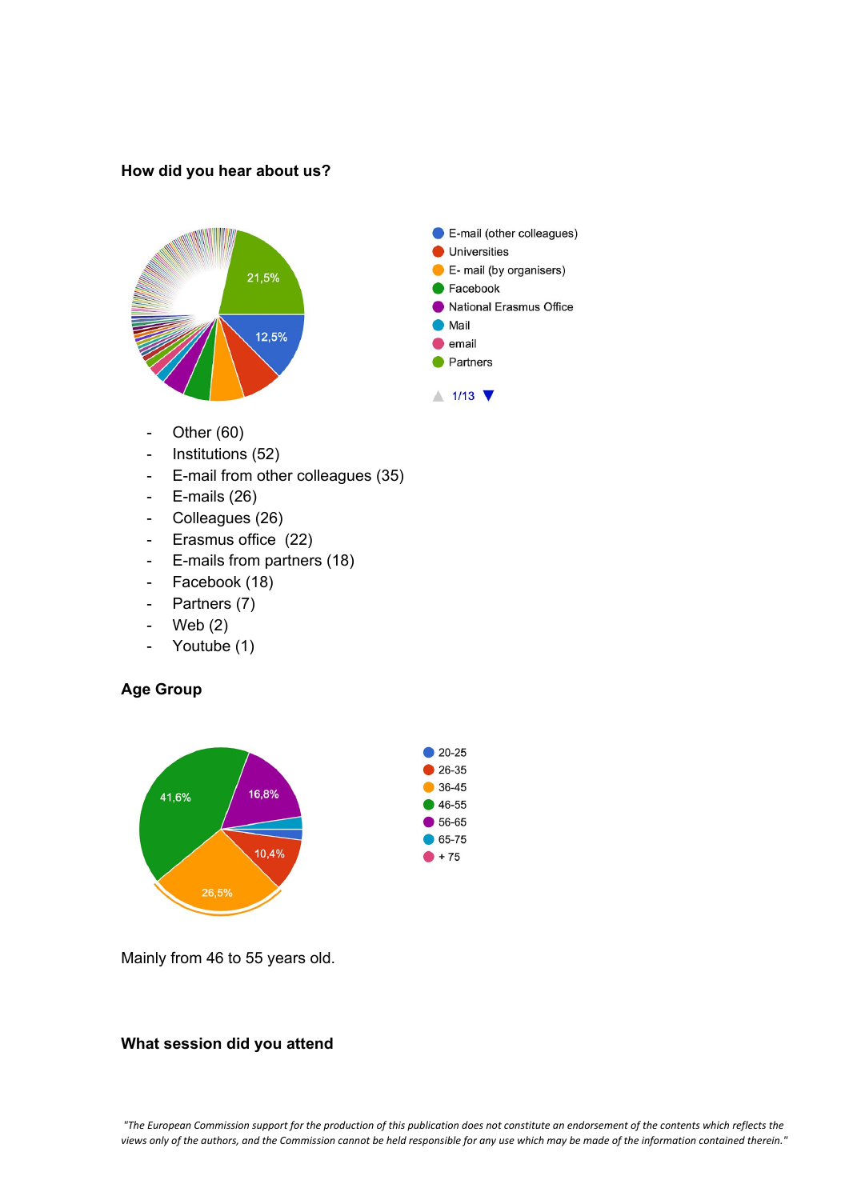**How did you hear about us?**

- Other (60)
- Institutions (52)
- E-mail from other colleagues (35)
- E-mails (26)
- Colleagues (26)
- Erasmus office (22)
- E-mails from partners (18)
- Facebook (18)
- Partners (7)
- Web (2)
- Youtube (1)

**Age Group**

Mainly from 46 to 55 years old.

**What session did you attend**

*"The European Commission support for the production of this publication does not constitute an endorsement of the contents which reflects the views only of the authors, and the Commission cannot be held responsible for any use which may be made of the information contained therein."*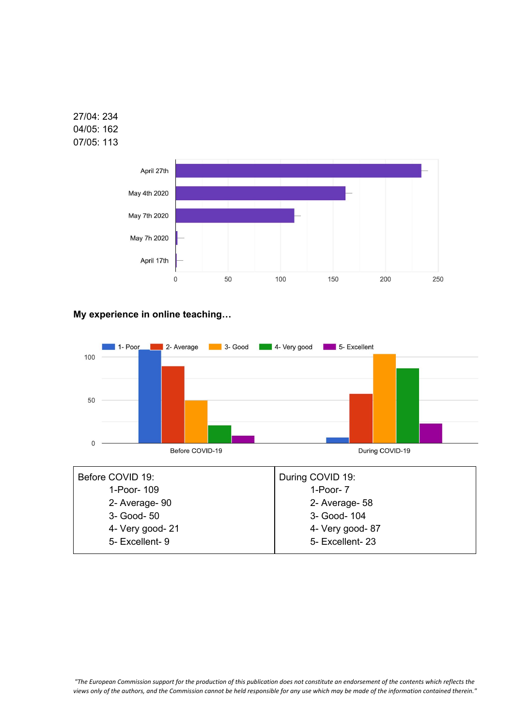27/04: 234
04/05: 162
07/05: 113

**My experience in online teaching…**

| Before COVID 19: | During COVID 19: |
|---|---|
| 1-Poor- 109 | 1-Poor- 7 |
| 2- Average- 90 | 2- Average- 58 |
| 3- Good- 50 | 3- Good- 104 |
| 4- Very good- 21 | 4- Very good- 87 |
| 5- Excellent- 9 | 5- Excellent- 23 |

*"The European Commission support for the production of this publication does not constitute an endorsement of the contents which reflects the views only of the authors, and the Commission cannot be held responsible for any use which may be made of the information contained therein."*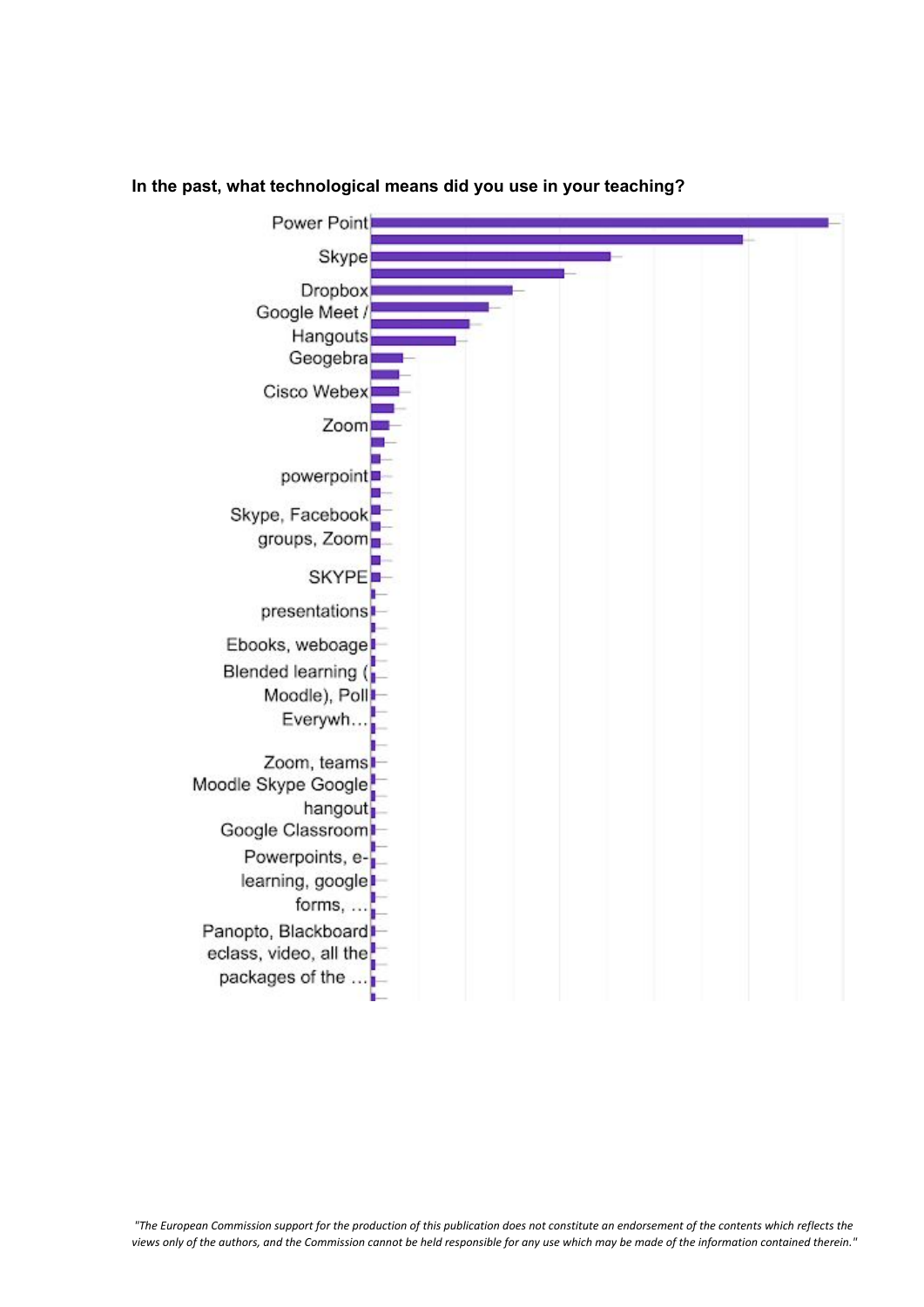**In the past, what technological means did you use in your teaching?**

Power Point

Skype

Dropbox

Google Meet / Hangouts

Geogebra

Cisco Webex

Zoom

powerpoint

Skype, Facebook groups, Zoom

SKYPE

presentations

Ebooks, weboage

Blended learning ( Moodle), Poll Everywh…

Zoom, teams

Moodle Skype Google hangout

Google Classroom

Powerpoints, e-learning, google forms, …

Panopto, Blackboard

eclass, video, all the packages of the …

*"The European Commission support for the production of this publication does not constitute an endorsement of the contents which reflects the views only of the authors, and the Commission cannot be held responsible for any use which may be made of the information contained therein."*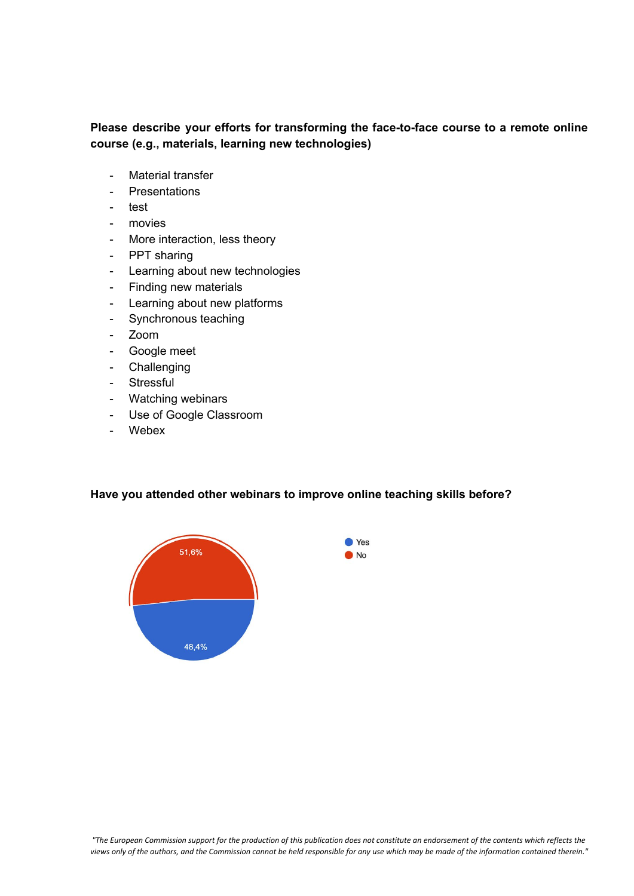**Please describe your efforts for transforming the face-to-face course to a remote online course (e.g., materials, learning new technologies)**

- Material transfer
- Presentations
- test
- movies
- More interaction, less theory
- PPT sharing
- Learning about new technologies
- Finding new materials
- Learning about new platforms
- Synchronous teaching
- Zoom
- Google meet
- Challenging
- Stressful
- Watching webinars
- Use of Google Classroom
- Webex

**Have you attended other webinars to improve online teaching skills before?**

- Yes: 48,4%
- No: 51,6%

*"The European Commission support for the production of this publication does not constitute an endorsement of the contents which reflects the views only of the authors, and the Commission cannot be held responsible for any use which may be made of the information contained therein."*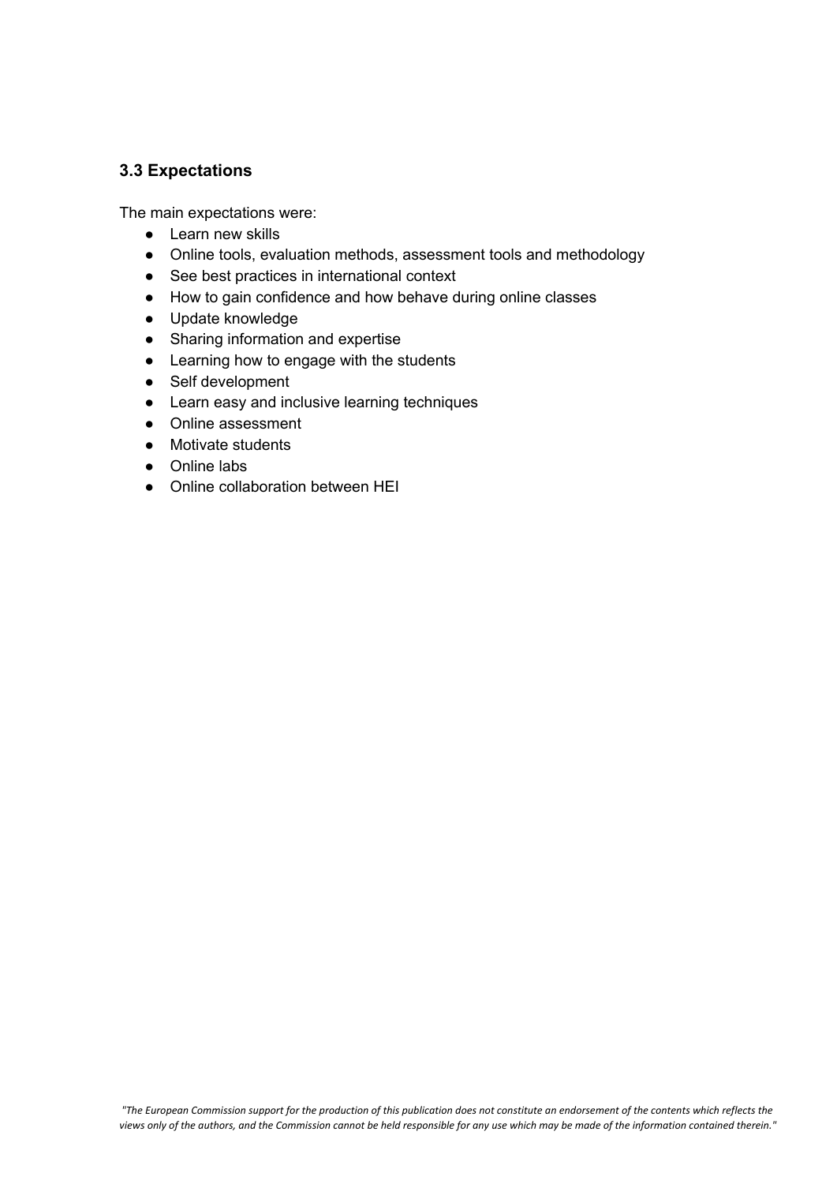### 3.3 Expectations

The main expectations were:

- Learn new skills
- Online tools, evaluation methods, assessment tools and methodology
- See best practices in international context
- How to gain confidence and how behave during online classes
- Update knowledge
- Sharing information and expertise
- Learning how to engage with the students
- Self development
- Learn easy and inclusive learning techniques
- Online assessment
- Motivate students
- Online labs
- Online collaboration between HEI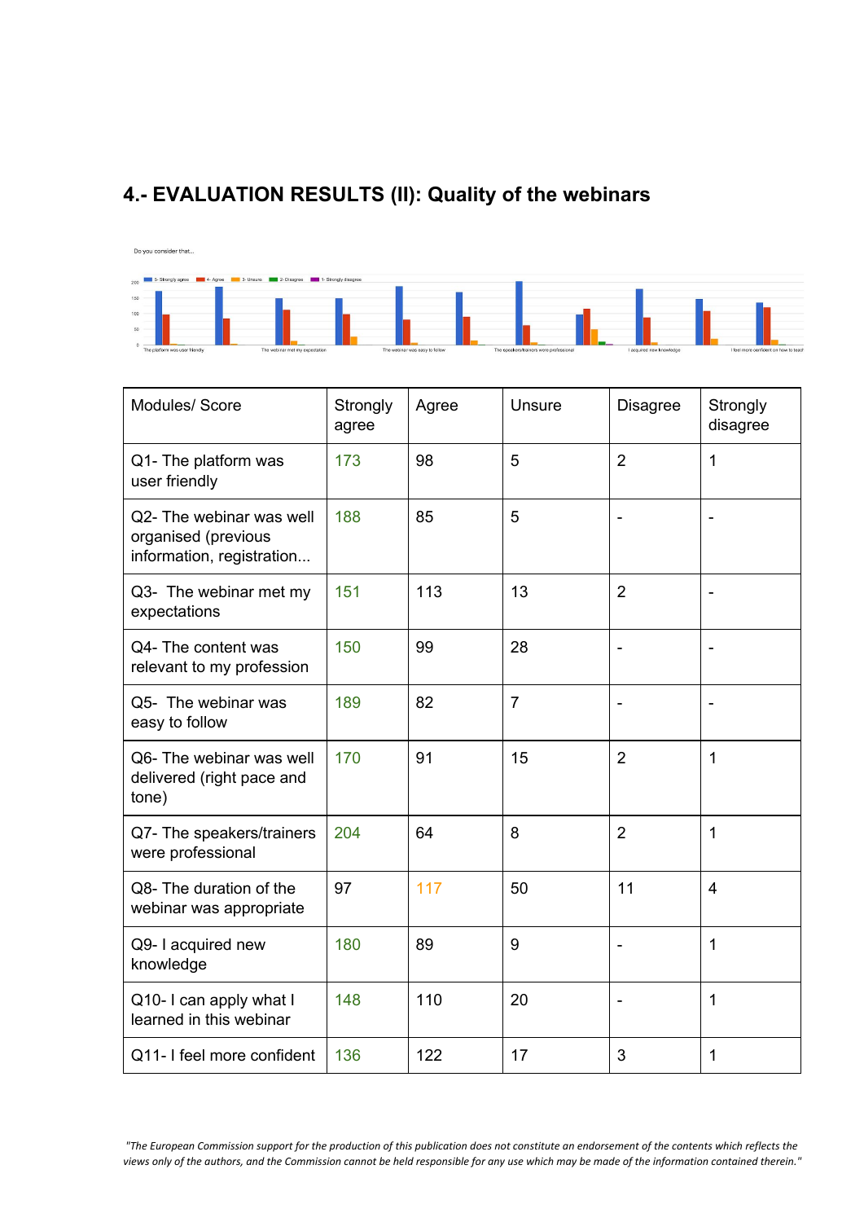## 4.- EVALUATION RESULTS (II): Quality of the webinars

| Modules/ Score | Strongly agree | Agree | Unsure | Disagree | Strongly disagree |
|---|---|---|---|---|---|
| Q1- The platform was user friendly | 173 | 98 | 5 | 2 | 1 |
| Q2- The webinar was well organised (previous information, registration... | 188 | 85 | 5 | - | - |
| Q3- The webinar met my expectations | 151 | 113 | 13 | 2 | - |
| Q4- The content was relevant to my profession | 150 | 99 | 28 | - | - |
| Q5- The webinar was easy to follow | 189 | 82 | 7 | - | - |
| Q6- The webinar was well delivered (right pace and tone) | 170 | 91 | 15 | 2 | 1 |
| Q7- The speakers/trainers were professional | 204 | 64 | 8 | 2 | 1 |
| Q8- The duration of the webinar was appropriate | 97 | 117 | 50 | 11 | 4 |
| Q9- I acquired new knowledge | 180 | 89 | 9 | - | 1 |
| Q10- I can apply what I learned in this webinar | 148 | 110 | 20 | - | 1 |
| Q11- I feel more confident | 136 | 122 | 17 | 3 | 1 |

*"The European Commission support for the production of this publication does not constitute an endorsement of the contents which reflects the views only of the authors, and the Commission cannot be held responsible for any use which may be made of the information contained therein."*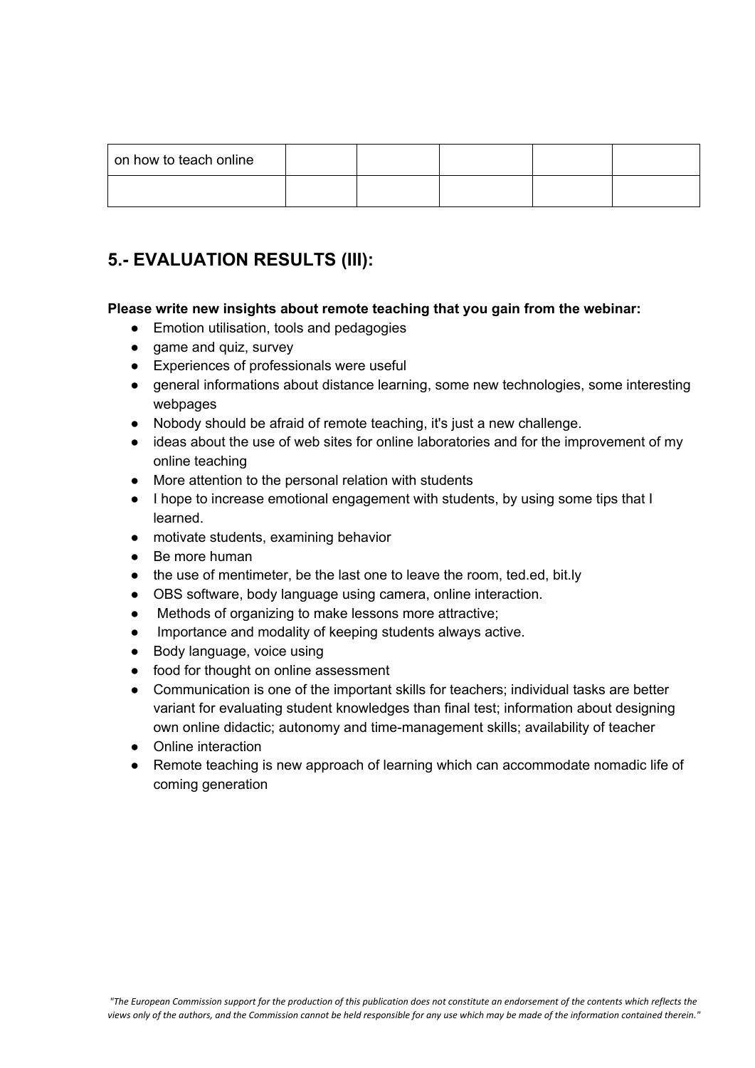| on how to teach online | | | | | |
|---|---|---|---|---|---|
| | | | | | |

## 5.- EVALUATION RESULTS (III):

**Please write new insights about remote teaching that you gain from the webinar:**

- Emotion utilisation, tools and pedagogies
- game and quiz, survey
- Experiences of professionals were useful
- general informations about distance learning, some new technologies, some interesting webpages
- Nobody should be afraid of remote teaching, it's just a new challenge.
- ideas about the use of web sites for online laboratories and for the improvement of my online teaching
- More attention to the personal relation with students
- I hope to increase emotional engagement with students, by using some tips that I learned.
- motivate students, examining behavior
- Be more human
- the use of mentimeter, be the last one to leave the room, ted.ed, bit.ly
- OBS software, body language using camera, online interaction.
- Methods of organizing to make lessons more attractive;
- Importance and modality of keeping students always active.
- Body language, voice using
- food for thought on online assessment
- Communication is one of the important skills for teachers; individual tasks are better variant for evaluating student knowledges than final test; information about designing own online didactic; autonomy and time-management skills; availability of teacher
- Online interaction
- Remote teaching is new approach of learning which can accommodate nomadic life of coming generation

*"The European Commission support for the production of this publication does not constitute an endorsement of the contents which reflects the views only of the authors, and the Commission cannot be held responsible for any use which may be made of the information contained therein."*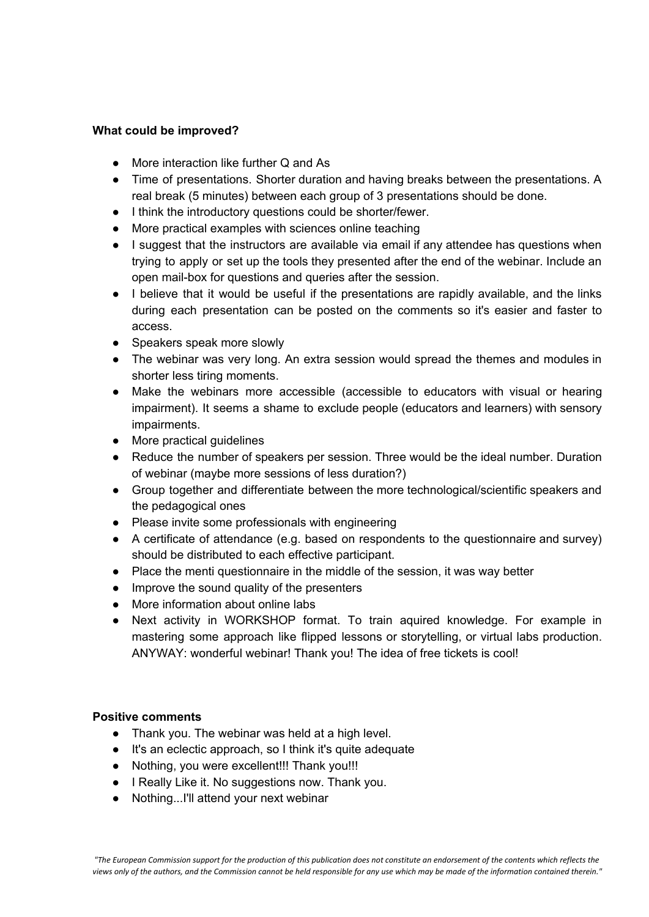**What could be improved?**

- More interaction like further Q and As
- Time of presentations. Shorter duration and having breaks between the presentations. A real break (5 minutes) between each group of 3 presentations should be done.
- I think the introductory questions could be shorter/fewer.
- More practical examples with sciences online teaching
- I suggest that the instructors are available via email if any attendee has questions when trying to apply or set up the tools they presented after the end of the webinar. Include an open mail-box for questions and queries after the session.
- I believe that it would be useful if the presentations are rapidly available, and the links during each presentation can be posted on the comments so it's easier and faster to access.
- Speakers speak more slowly
- The webinar was very long. An extra session would spread the themes and modules in shorter less tiring moments.
- Make the webinars more accessible (accessible to educators with visual or hearing impairment). It seems a shame to exclude people (educators and learners) with sensory impairments.
- More practical guidelines
- Reduce the number of speakers per session. Three would be the ideal number. Duration of webinar (maybe more sessions of less duration?)
- Group together and differentiate between the more technological/scientific speakers and the pedagogical ones
- Please invite some professionals with engineering
- A certificate of attendance (e.g. based on respondents to the questionnaire and survey) should be distributed to each effective participant.
- Place the menti questionnaire in the middle of the session, it was way better
- Improve the sound quality of the presenters
- More information about online labs
- Next activity in WORKSHOP format. To train aquired knowledge. For example in mastering some approach like flipped lessons or storytelling, or virtual labs production. ANYWAY: wonderful webinar! Thank you! The idea of free tickets is cool!

**Positive comments**

- Thank you. The webinar was held at a high level.
- It's an eclectic approach, so I think it's quite adequate
- Nothing, you were excellent!!! Thank you!!!
- I Really Like it. No suggestions now. Thank you.
- Nothing...I'll attend your next webinar

*"The European Commission support for the production of this publication does not constitute an endorsement of the contents which reflects the views only of the authors, and the Commission cannot be held responsible for any use which may be made of the information contained therein."*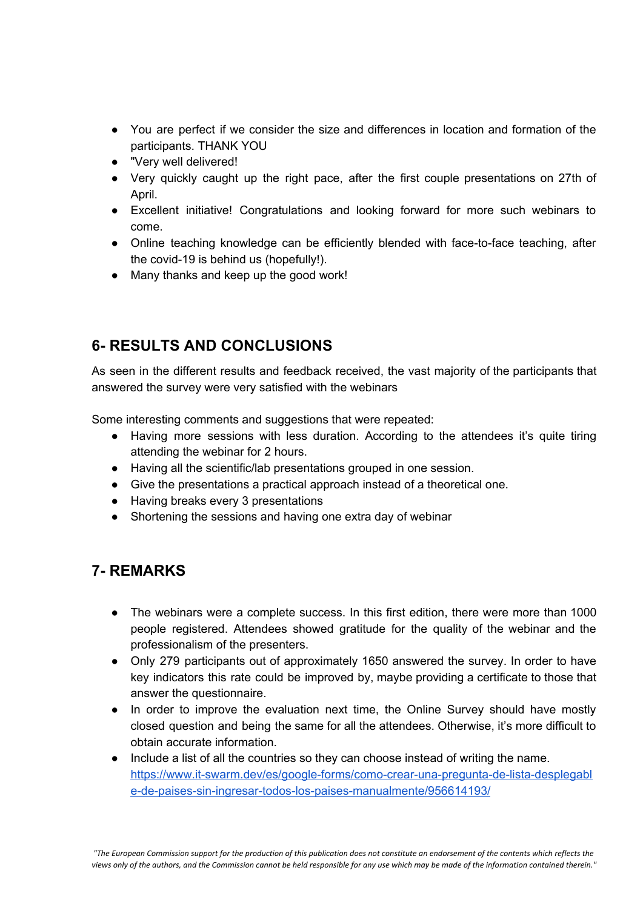- You are perfect if we consider the size and differences in location and formation of the participants. THANK YOU
- "Very well delivered!
- Very quickly caught up the right pace, after the first couple presentations on 27th of April.
- Excellent initiative! Congratulations and looking forward for more such webinars to come.
- Online teaching knowledge can be efficiently blended with face-to-face teaching, after the covid-19 is behind us (hopefully!).
- Many thanks and keep up the good work!

## 6- RESULTS AND CONCLUSIONS

As seen in the different results and feedback received, the vast majority of the participants that answered the survey were very satisfied with the webinars

Some interesting comments and suggestions that were repeated:

- Having more sessions with less duration. According to the attendees it's quite tiring attending the webinar for 2 hours.
- Having all the scientific/lab presentations grouped in one session.
- Give the presentations a practical approach instead of a theoretical one.
- Having breaks every 3 presentations
- Shortening the sessions and having one extra day of webinar

## 7- REMARKS

- The webinars were a complete success. In this first edition, there were more than 1000 people registered. Attendees showed gratitude for the quality of the webinar and the professionalism of the presenters.
- Only 279 participants out of approximately 1650 answered the survey. In order to have key indicators this rate could be improved by, maybe providing a certificate to those that answer the questionnaire.
- In order to improve the evaluation next time, the Online Survey should have mostly closed question and being the same for all the attendees. Otherwise, it's more difficult to obtain accurate information.
- Include a list of all the countries so they can choose instead of writing the name. https://www.it-swarm.dev/es/google-forms/como-crear-una-pregunta-de-lista-desplegable-de-paises-sin-ingresar-todos-los-paises-manualmente/956614193/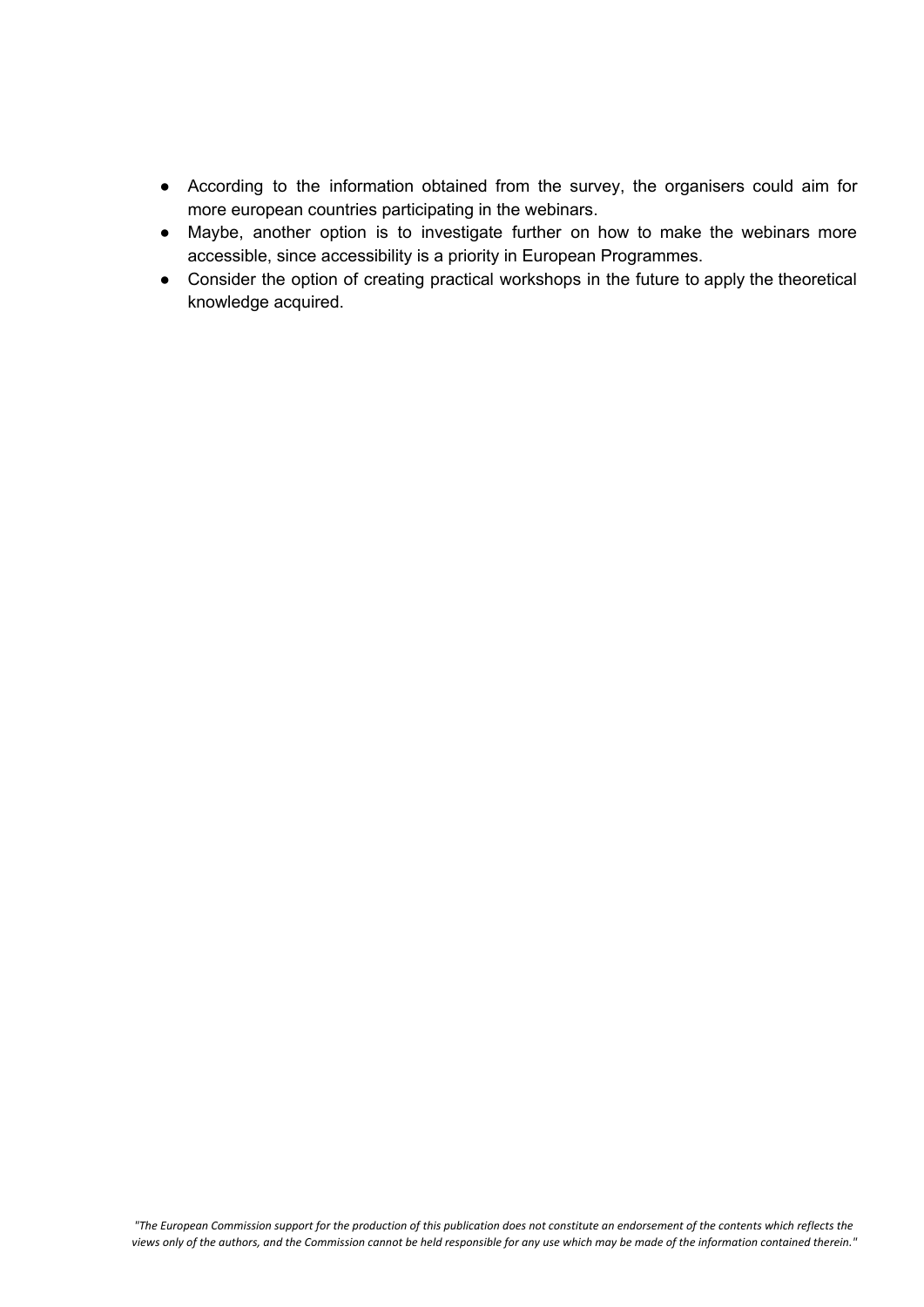- According to the information obtained from the survey, the organisers could aim for more european countries participating in the webinars.
- Maybe, another option is to investigate further on how to make the webinars more accessible, since accessibility is a priority in European Programmes.
- Consider the option of creating practical workshops in the future to apply the theoretical knowledge acquired.

*"The European Commission support for the production of this publication does not constitute an endorsement of the contents which reflects the views only of the authors, and the Commission cannot be held responsible for any use which may be made of the information contained therein."*